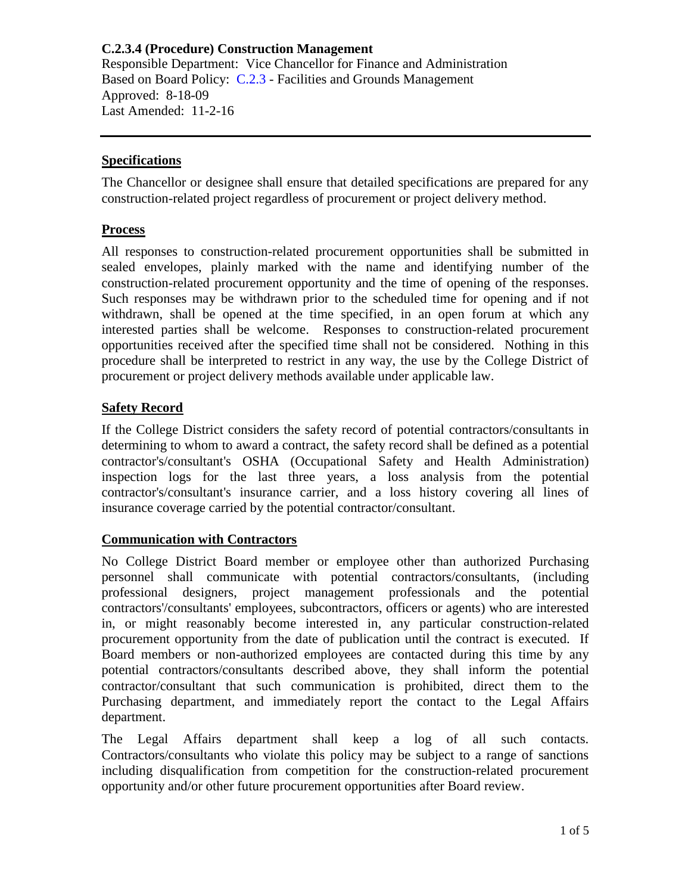**C.2.3.4 (Procedure) Construction Management**

Responsible Department: Vice Chancellor for Finance and Administration
Based on Board Policy: C.2.3 - Facilities and Grounds Management
Approved: 8-18-09
Last Amended: 11-2-16

---

## Specifications

The Chancellor or designee shall ensure that detailed specifications are prepared for any construction-related project regardless of procurement or project delivery method.

## Process

All responses to construction-related procurement opportunities shall be submitted in sealed envelopes, plainly marked with the name and identifying number of the construction-related procurement opportunity and the time of opening of the responses. Such responses may be withdrawn prior to the scheduled time for opening and if not withdrawn, shall be opened at the time specified, in an open forum at which any interested parties shall be welcome. Responses to construction-related procurement opportunities received after the specified time shall not be considered. Nothing in this procedure shall be interpreted to restrict in any way, the use by the College District of procurement or project delivery methods available under applicable law.

## Safety Record

If the College District considers the safety record of potential contractors/consultants in determining to whom to award a contract, the safety record shall be defined as a potential contractor's/consultant's OSHA (Occupational Safety and Health Administration) inspection logs for the last three years, a loss analysis from the potential contractor's/consultant's insurance carrier, and a loss history covering all lines of insurance coverage carried by the potential contractor/consultant.

## Communication with Contractors

No College District Board member or employee other than authorized Purchasing personnel shall communicate with potential contractors/consultants, (including professional designers, project management professionals and the potential contractors'/consultants' employees, subcontractors, officers or agents) who are interested in, or might reasonably become interested in, any particular construction-related procurement opportunity from the date of publication until the contract is executed. If Board members or non-authorized employees are contacted during this time by any potential contractors/consultants described above, they shall inform the potential contractor/consultant that such communication is prohibited, direct them to the Purchasing department, and immediately report the contact to the Legal Affairs department.

The Legal Affairs department shall keep a log of all such contacts. Contractors/consultants who violate this policy may be subject to a range of sanctions including disqualification from competition for the construction-related procurement opportunity and/or other future procurement opportunities after Board review.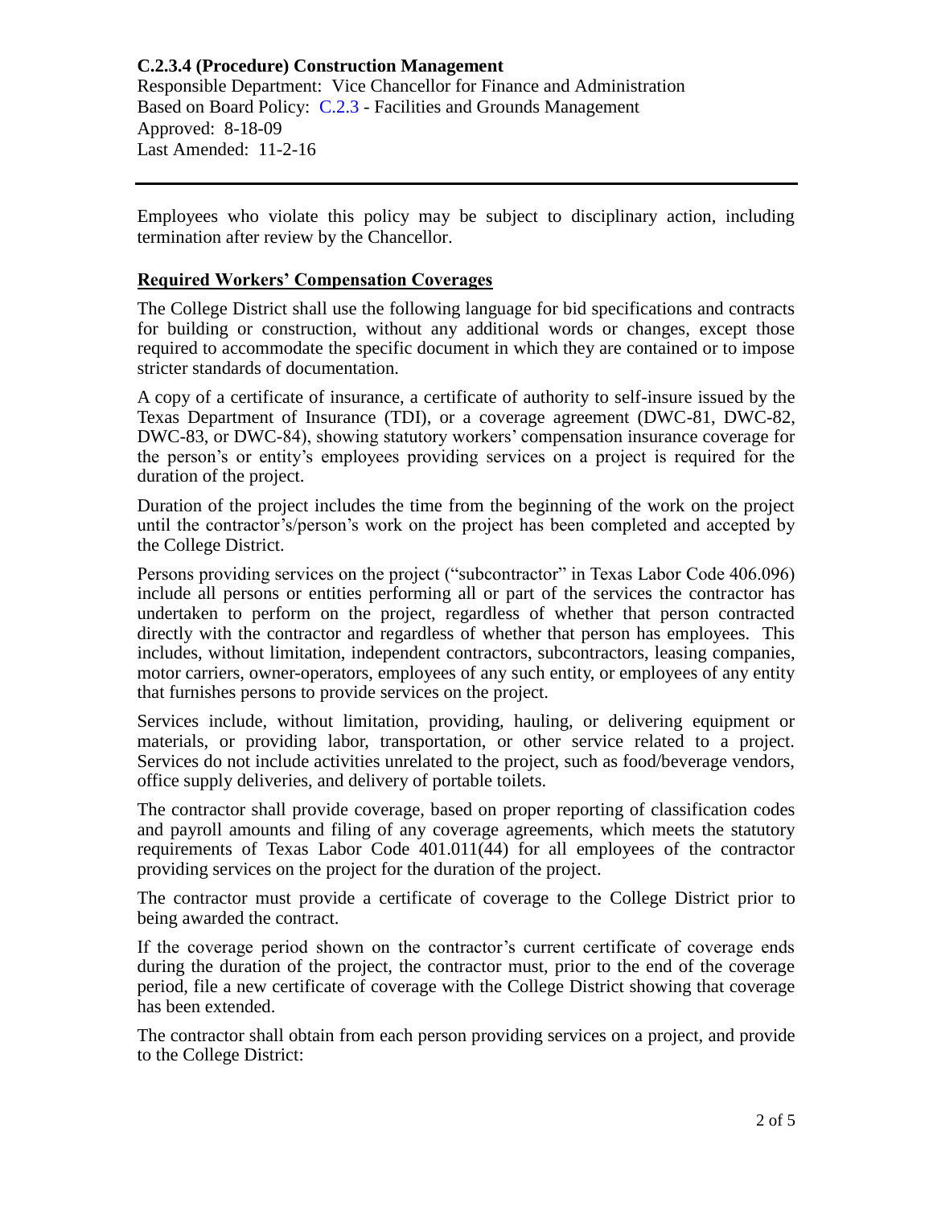**C.2.3.4 (Procedure) Construction Management**

Responsible Department: Vice Chancellor for Finance and Administration
Based on Board Policy: C.2.3 - Facilities and Grounds Management
Approved: 8-18-09
Last Amended: 11-2-16

---

Employees who violate this policy may be subject to disciplinary action, including termination after review by the Chancellor.

**Required Workers' Compensation Coverages**

The College District shall use the following language for bid specifications and contracts for building or construction, without any additional words or changes, except those required to accommodate the specific document in which they are contained or to impose stricter standards of documentation.

A copy of a certificate of insurance, a certificate of authority to self-insure issued by the Texas Department of Insurance (TDI), or a coverage agreement (DWC-81, DWC-82, DWC-83, or DWC-84), showing statutory workers' compensation insurance coverage for the person's or entity's employees providing services on a project is required for the duration of the project.

Duration of the project includes the time from the beginning of the work on the project until the contractor's/person's work on the project has been completed and accepted by the College District.

Persons providing services on the project ("subcontractor" in Texas Labor Code 406.096) include all persons or entities performing all or part of the services the contractor has undertaken to perform on the project, regardless of whether that person contracted directly with the contractor and regardless of whether that person has employees. This includes, without limitation, independent contractors, subcontractors, leasing companies, motor carriers, owner-operators, employees of any such entity, or employees of any entity that furnishes persons to provide services on the project.

Services include, without limitation, providing, hauling, or delivering equipment or materials, or providing labor, transportation, or other service related to a project. Services do not include activities unrelated to the project, such as food/beverage vendors, office supply deliveries, and delivery of portable toilets.

The contractor shall provide coverage, based on proper reporting of classification codes and payroll amounts and filing of any coverage agreements, which meets the statutory requirements of Texas Labor Code 401.011(44) for all employees of the contractor providing services on the project for the duration of the project.

The contractor must provide a certificate of coverage to the College District prior to being awarded the contract.

If the coverage period shown on the contractor's current certificate of coverage ends during the duration of the project, the contractor must, prior to the end of the coverage period, file a new certificate of coverage with the College District showing that coverage has been extended.

The contractor shall obtain from each person providing services on a project, and provide to the College District: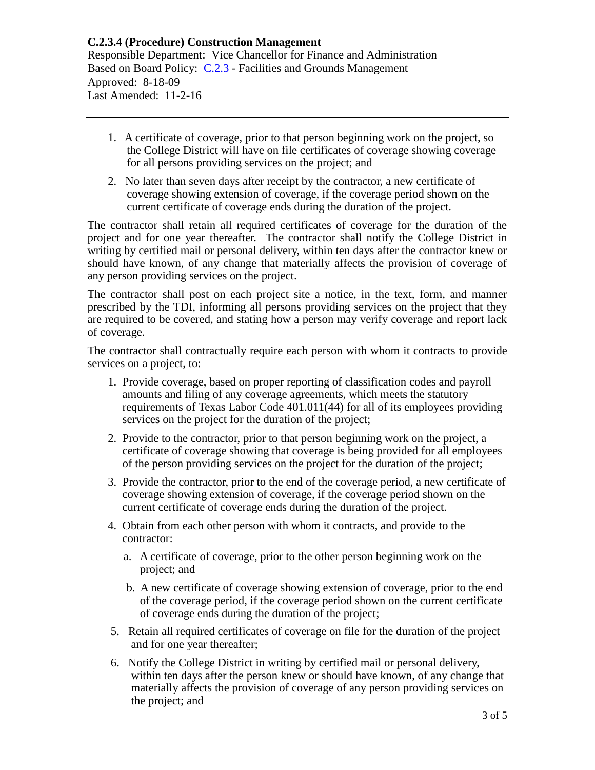**C.2.3.4 (Procedure) Construction Management**
Responsible Department: Vice Chancellor for Finance and Administration
Based on Board Policy: C.2.3 - Facilities and Grounds Management
Approved: 8-18-09
Last Amended: 11-2-16

---

1. A certificate of coverage, prior to that person beginning work on the project, so the College District will have on file certificates of coverage showing coverage for all persons providing services on the project; and
2. No later than seven days after receipt by the contractor, a new certificate of coverage showing extension of coverage, if the coverage period shown on the current certificate of coverage ends during the duration of the project.

The contractor shall retain all required certificates of coverage for the duration of the project and for one year thereafter. The contractor shall notify the College District in writing by certified mail or personal delivery, within ten days after the contractor knew or should have known, of any change that materially affects the provision of coverage of any person providing services on the project.

The contractor shall post on each project site a notice, in the text, form, and manner prescribed by the TDI, informing all persons providing services on the project that they are required to be covered, and stating how a person may verify coverage and report lack of coverage.

The contractor shall contractually require each person with whom it contracts to provide services on a project, to:

1. Provide coverage, based on proper reporting of classification codes and payroll amounts and filing of any coverage agreements, which meets the statutory requirements of Texas Labor Code 401.011(44) for all of its employees providing services on the project for the duration of the project;
2. Provide to the contractor, prior to that person beginning work on the project, a certificate of coverage showing that coverage is being provided for all employees of the person providing services on the project for the duration of the project;
3. Provide the contractor, prior to the end of the coverage period, a new certificate of coverage showing extension of coverage, if the coverage period shown on the current certificate of coverage ends during the duration of the project.
4. Obtain from each other person with whom it contracts, and provide to the contractor:
    a. A certificate of coverage, prior to the other person beginning work on the project; and
    b. A new certificate of coverage showing extension of coverage, prior to the end of the coverage period, if the coverage period shown on the current certificate of coverage ends during the duration of the project;
5. Retain all required certificates of coverage on file for the duration of the project and for one year thereafter;
6. Notify the College District in writing by certified mail or personal delivery, within ten days after the person knew or should have known, of any change that materially affects the provision of coverage of any person providing services on the project; and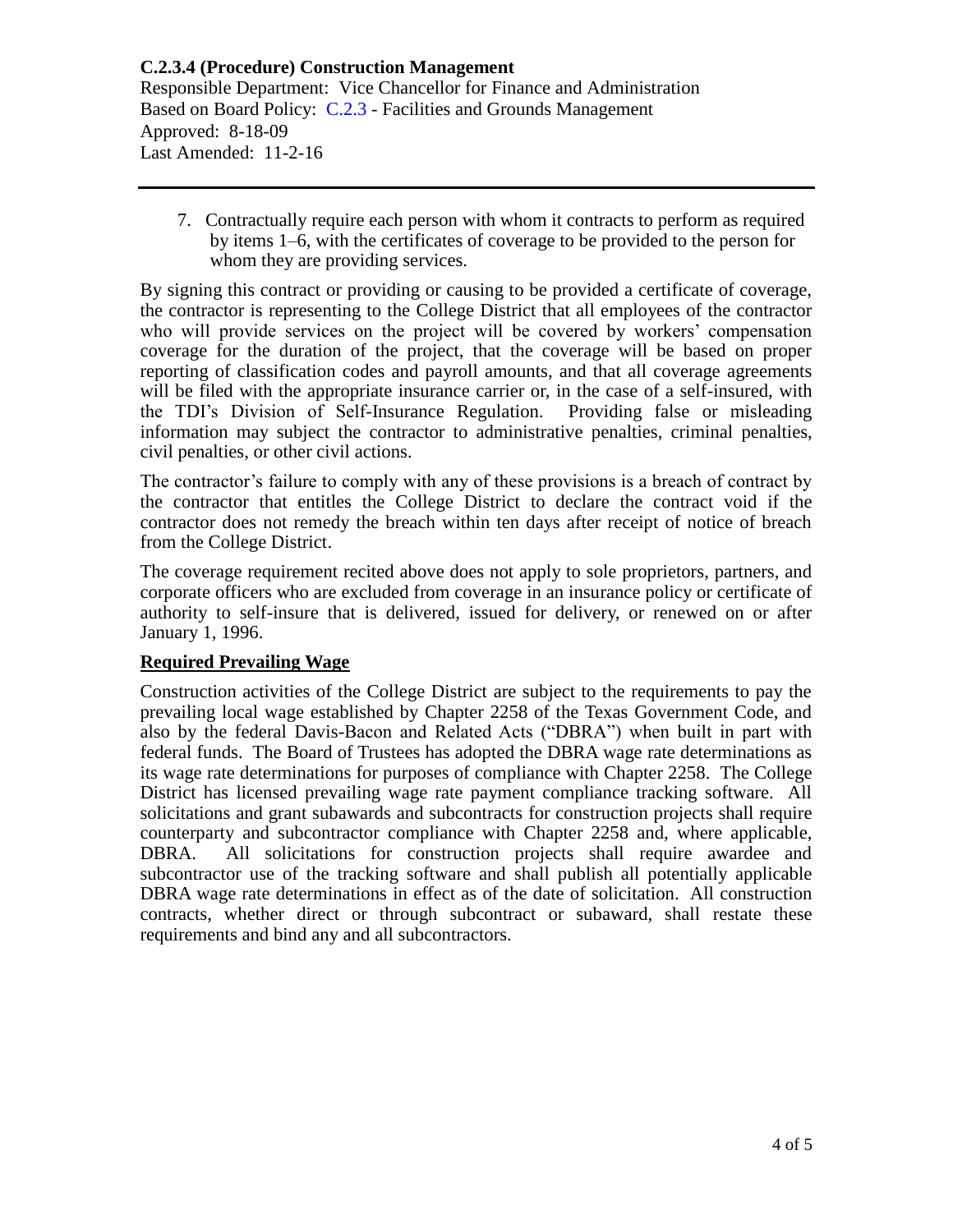7. Contractually require each person with whom it contracts to perform as required by items 1–6, with the certificates of coverage to be provided to the person for whom they are providing services.

By signing this contract or providing or causing to be provided a certificate of coverage, the contractor is representing to the College District that all employees of the contractor who will provide services on the project will be covered by workers' compensation coverage for the duration of the project, that the coverage will be based on proper reporting of classification codes and payroll amounts, and that all coverage agreements will be filed with the appropriate insurance carrier or, in the case of a self-insured, with the TDI's Division of Self-Insurance Regulation. Providing false or misleading information may subject the contractor to administrative penalties, criminal penalties, civil penalties, or other civil actions.

The contractor's failure to comply with any of these provisions is a breach of contract by the contractor that entitles the College District to declare the contract void if the contractor does not remedy the breach within ten days after receipt of notice of breach from the College District.

The coverage requirement recited above does not apply to sole proprietors, partners, and corporate officers who are excluded from coverage in an insurance policy or certificate of authority to self-insure that is delivered, issued for delivery, or renewed on or after January 1, 1996.

## Required Prevailing Wage

Construction activities of the College District are subject to the requirements to pay the prevailing local wage established by Chapter 2258 of the Texas Government Code, and also by the federal Davis-Bacon and Related Acts ("DBRA") when built in part with federal funds. The Board of Trustees has adopted the DBRA wage rate determinations as its wage rate determinations for purposes of compliance with Chapter 2258. The College District has licensed prevailing wage rate payment compliance tracking software. All solicitations and grant subawards and subcontracts for construction projects shall require counterparty and subcontractor compliance with Chapter 2258 and, where applicable, DBRA. All solicitations for construction projects shall require awardee and subcontractor use of the tracking software and shall publish all potentially applicable DBRA wage rate determinations in effect as of the date of solicitation. All construction contracts, whether direct or through subcontract or subaward, shall restate these requirements and bind any and all subcontractors.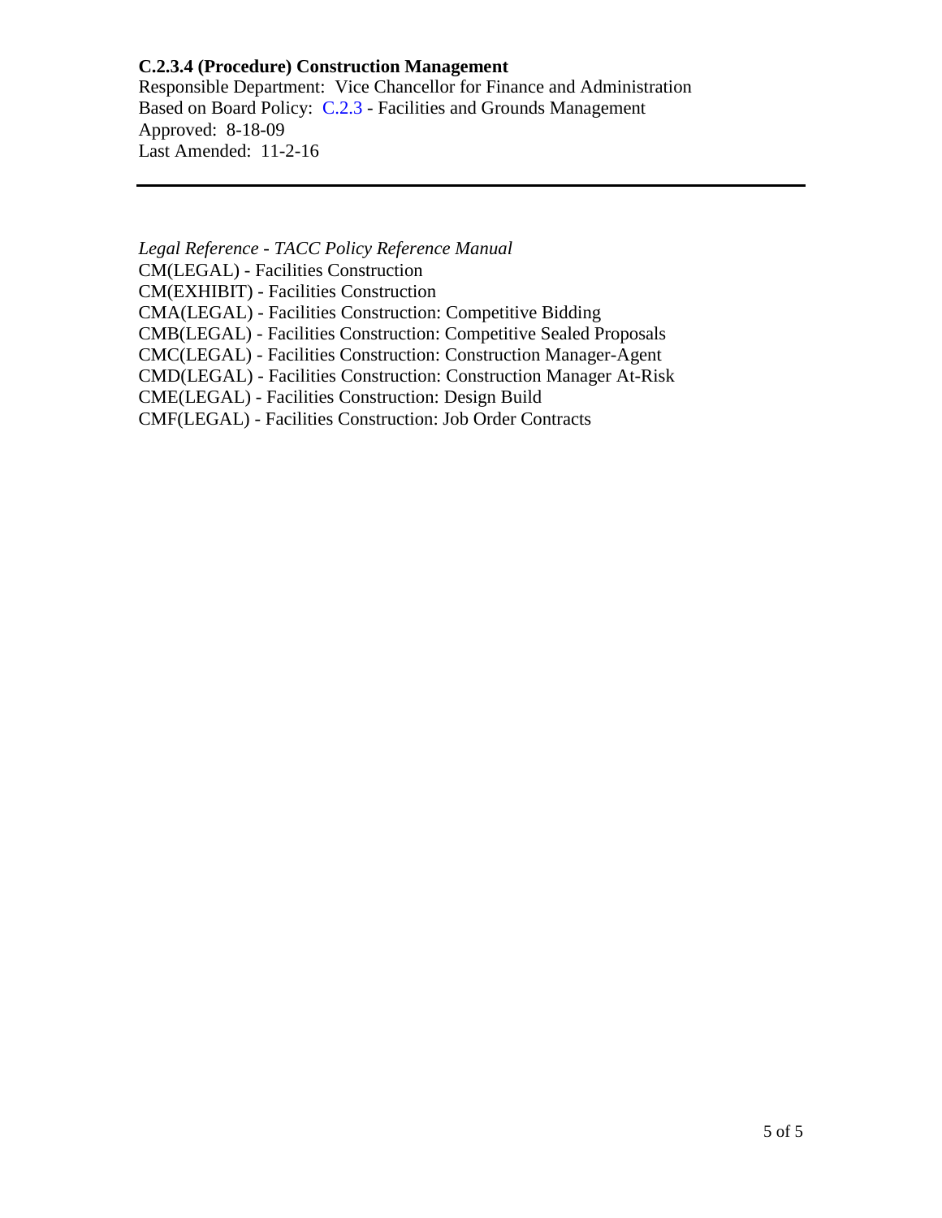**C.2.3.4 (Procedure) Construction Management**

Responsible Department: Vice Chancellor for Finance and Administration
Based on Board Policy: C.2.3 - Facilities and Grounds Management
Approved: 8-18-09
Last Amended: 11-2-16

---

*Legal Reference - TACC Policy Reference Manual*

CM(LEGAL) - Facilities Construction
CM(EXHIBIT) - Facilities Construction
CMA(LEGAL) - Facilities Construction: Competitive Bidding
CMB(LEGAL) - Facilities Construction: Competitive Sealed Proposals
CMC(LEGAL) - Facilities Construction: Construction Manager-Agent
CMD(LEGAL) - Facilities Construction: Construction Manager At-Risk
CME(LEGAL) - Facilities Construction: Design Build
CMF(LEGAL) - Facilities Construction: Job Order Contracts